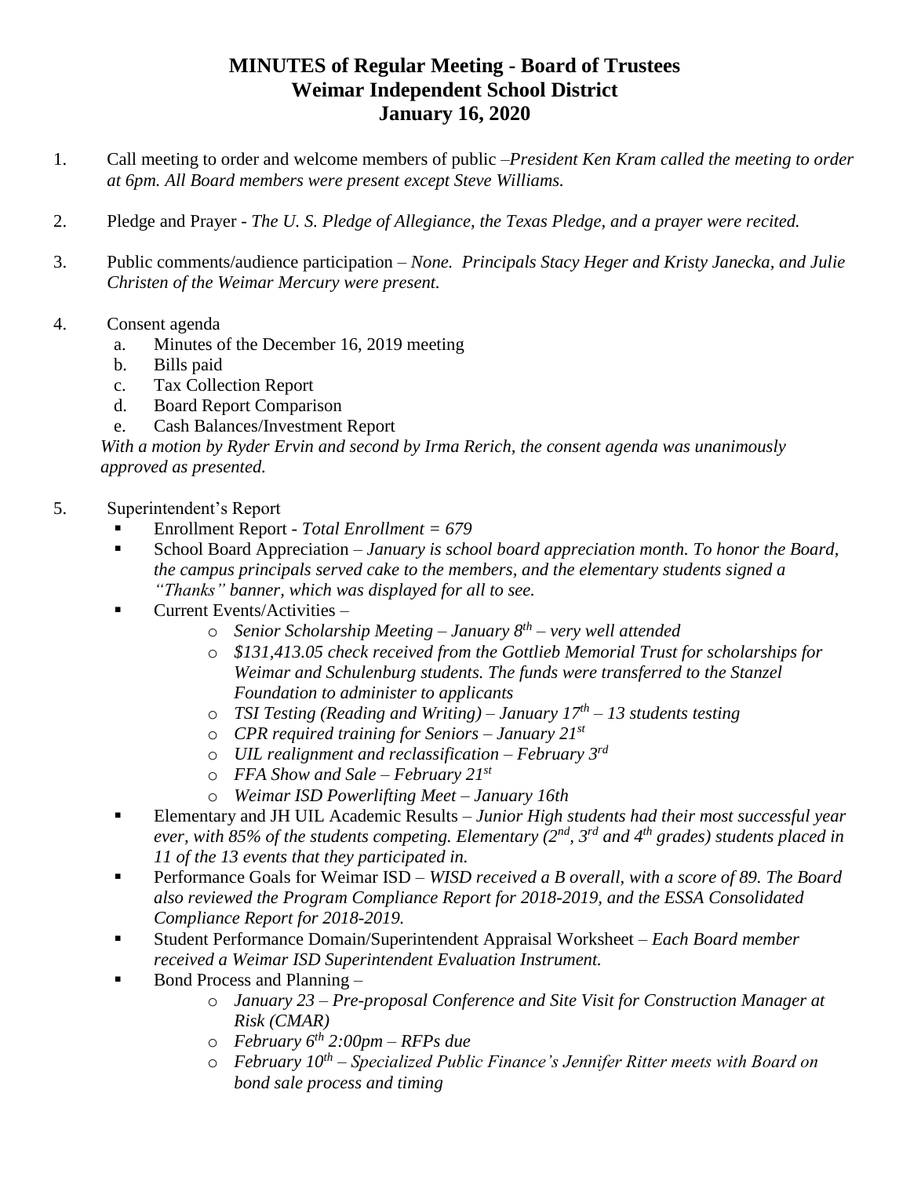# MINUTES of Regular Meeting - Board of Trustees
# Weimar Independent School District
# January 16, 2020

1. Call meeting to order and welcome members of public –*President Ken Kram called the meeting to order at 6pm. All Board members were present except Steve Williams.*

2. Pledge and Prayer - *The U. S. Pledge of Allegiance, the Texas Pledge, and a prayer were recited.*

3. Public comments/audience participation – *None. Principals Stacy Heger and Kristy Janecka, and Julie Christen of the Weimar Mercury were present.*

4. Consent agenda
   a. Minutes of the December 16, 2019 meeting
   b. Bills paid
   c. Tax Collection Report
   d. Board Report Comparison
   e. Cash Balances/Investment Report

   *With a motion by Ryder Ervin and second by Irma Rerich, the consent agenda was unanimously approved as presented.*

5. Superintendent's Report
   - Enrollment Report - *Total Enrollment = 679*
   - School Board Appreciation – *January is school board appreciation month. To honor the Board, the campus principals served cake to the members, and the elementary students signed a "Thanks" banner, which was displayed for all to see.*
   - Current Events/Activities –
     - *Senior Scholarship Meeting – January 8th – very well attended*
     - *$131,413.05 check received from the Gottlieb Memorial Trust for scholarships for Weimar and Schulenburg students. The funds were transferred to the Stanzel Foundation to administer to applicants*
     - *TSI Testing (Reading and Writing) – January 17th – 13 students testing*
     - *CPR required training for Seniors – January 21st*
     - *UIL realignment and reclassification – February 3rd*
     - *FFA Show and Sale – February 21st*
     - *Weimar ISD Powerlifting Meet – January 16th*
   - Elementary and JH UIL Academic Results – *Junior High students had their most successful year ever, with 85% of the students competing. Elementary (2nd, 3rd and 4th grades) students placed in 11 of the 13 events that they participated in.*
   - Performance Goals for Weimar ISD – *WISD received a B overall, with a score of 89. The Board also reviewed the Program Compliance Report for 2018-2019, and the ESSA Consolidated Compliance Report for 2018-2019.*
   - Student Performance Domain/Superintendent Appraisal Worksheet – *Each Board member received a Weimar ISD Superintendent Evaluation Instrument.*
   - Bond Process and Planning –
     - *January 23 – Pre-proposal Conference and Site Visit for Construction Manager at Risk (CMAR)*
     - *February 6th 2:00pm – RFPs due*
     - *February 10th – Specialized Public Finance's Jennifer Ritter meets with Board on bond sale process and timing*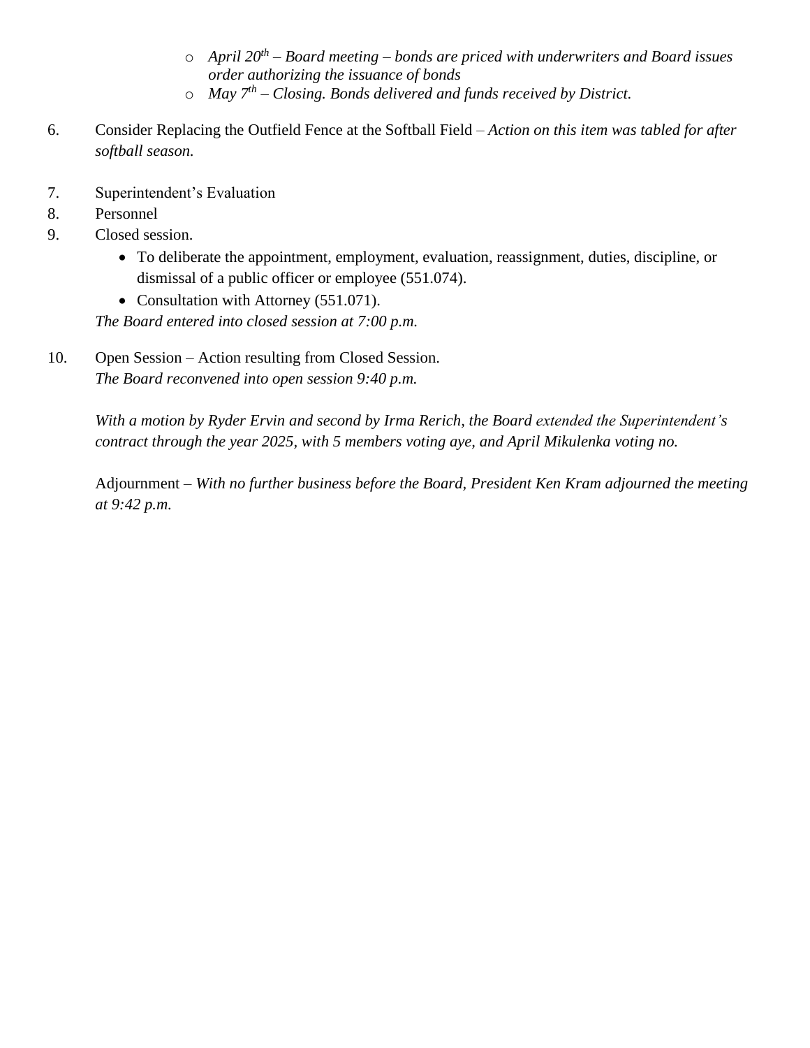- *April 20th – Board meeting – bonds are priced with underwriters and Board issues order authorizing the issuance of bonds*
- *May 7th – Closing. Bonds delivered and funds received by District.*

6. Consider Replacing the Outfield Fence at the Softball Field – *Action on this item was tabled for after softball season.*

7. Superintendent's Evaluation
8. Personnel
9. Closed session.
   - To deliberate the appointment, employment, evaluation, reassignment, duties, discipline, or dismissal of a public officer or employee (551.074).
   - Consultation with Attorney (551.071).

   *The Board entered into closed session at 7:00 p.m.*

10. Open Session – Action resulting from Closed Session.
    *The Board reconvened into open session 9:40 p.m.*

    *With a motion by Ryder Ervin and second by Irma Rerich, the Board extended the Superintendent's contract through the year 2025, with 5 members voting aye, and April Mikulenka voting no.*

    Adjournment – *With no further business before the Board, President Ken Kram adjourned the meeting at 9:42 p.m.*